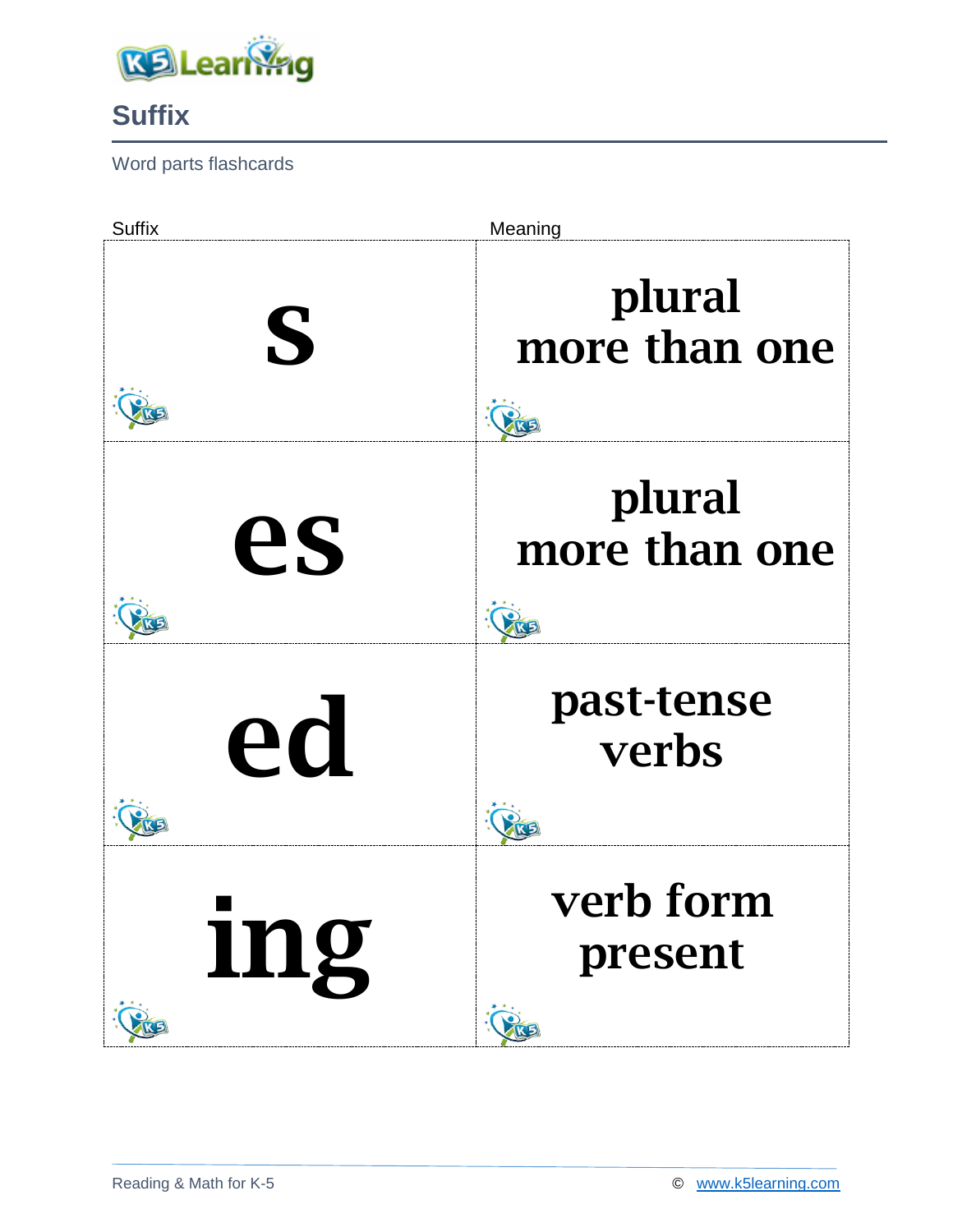# Suffix

Word parts flashcards

| Suffix | Meaning |
| --- | --- |
| **s** | **plural more than one** |
| **es** | **plural more than one** |
| **ed** | **past-tense verbs** |
| **ing** | **verb form present** |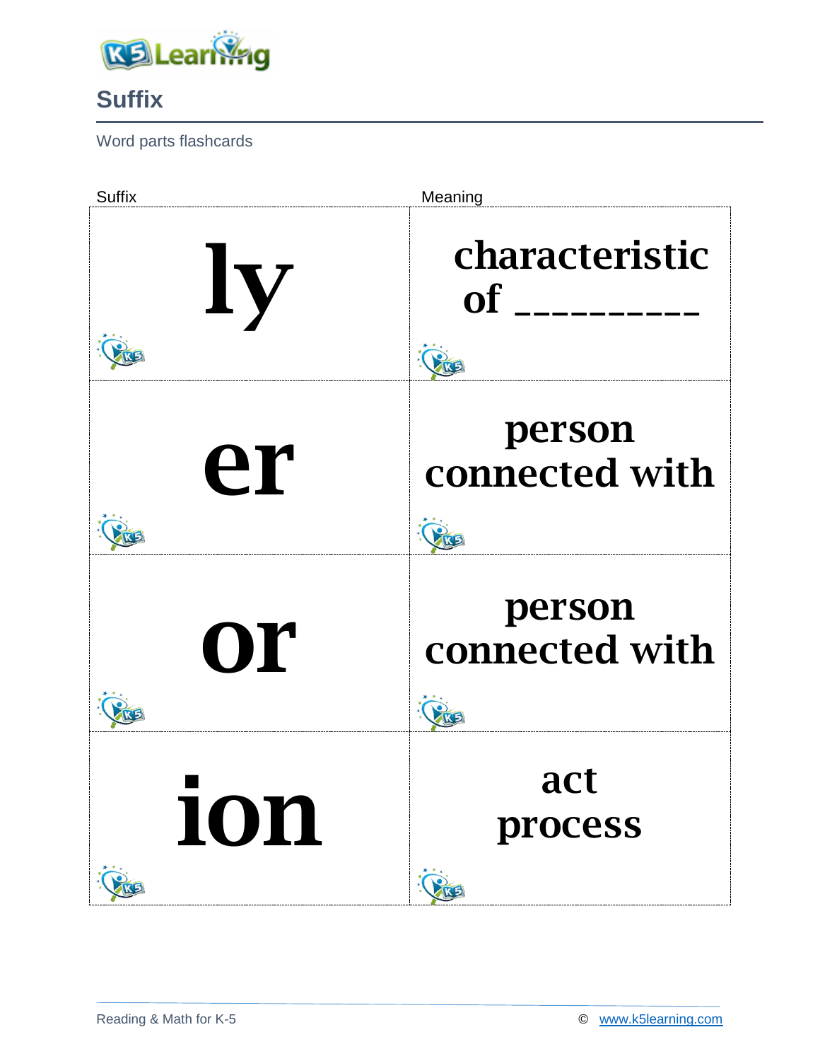## Suffix

Word parts flashcards

| Suffix | Meaning |
| --- | --- |
| ly | characteristic of __________ |
| er | person connected with |
| or | person connected with |
| ion | act process |

Reading & Math for K-5 © www.k5learning.com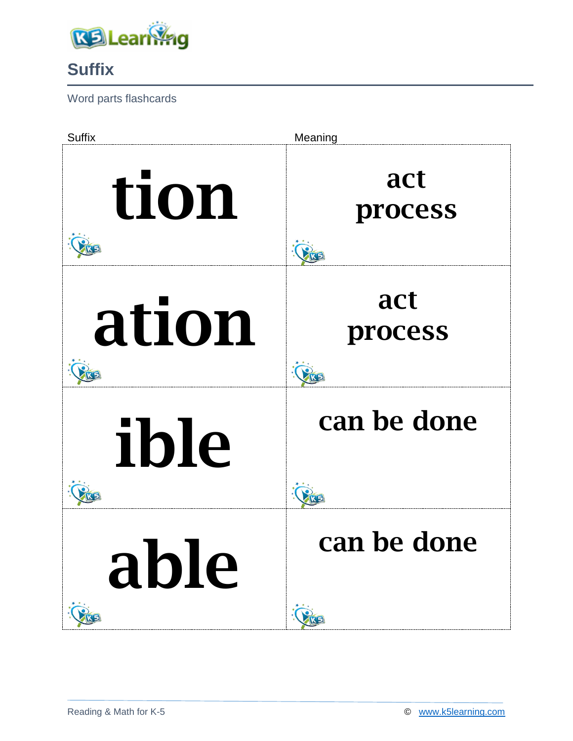# Suffix

Word parts flashcards

| Suffix | Meaning |
| --- | --- |
| tion | act process |
| ation | act process |
| ible | can be done |
| able | can be done |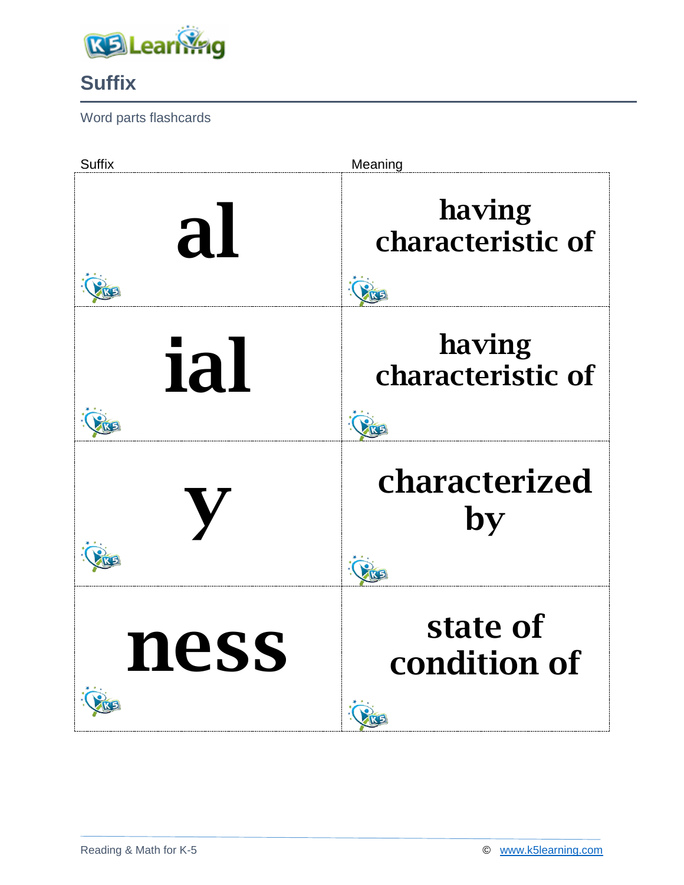## Suffix

Word parts flashcards

| Suffix | Meaning |
|---|---|
| al | having characteristic of |
| ial | having characteristic of |
| y | characterized by |
| ness | state of condition of |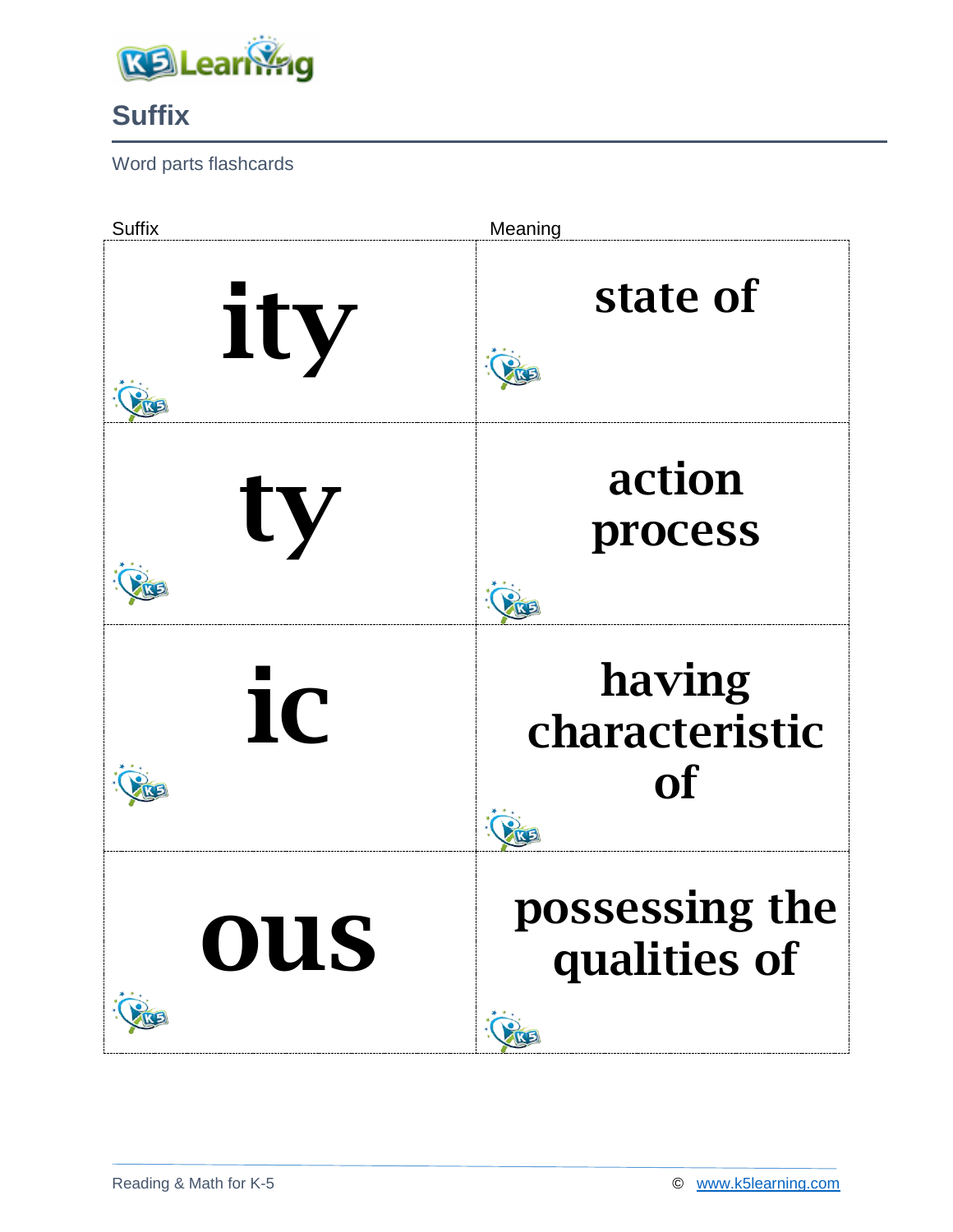# Suffix

Word parts flashcards

| Suffix | Meaning |
| --- | --- |
| ity | state of |
| ty | action process |
| ic | having characteristic of |
| ous | possessing the qualities of |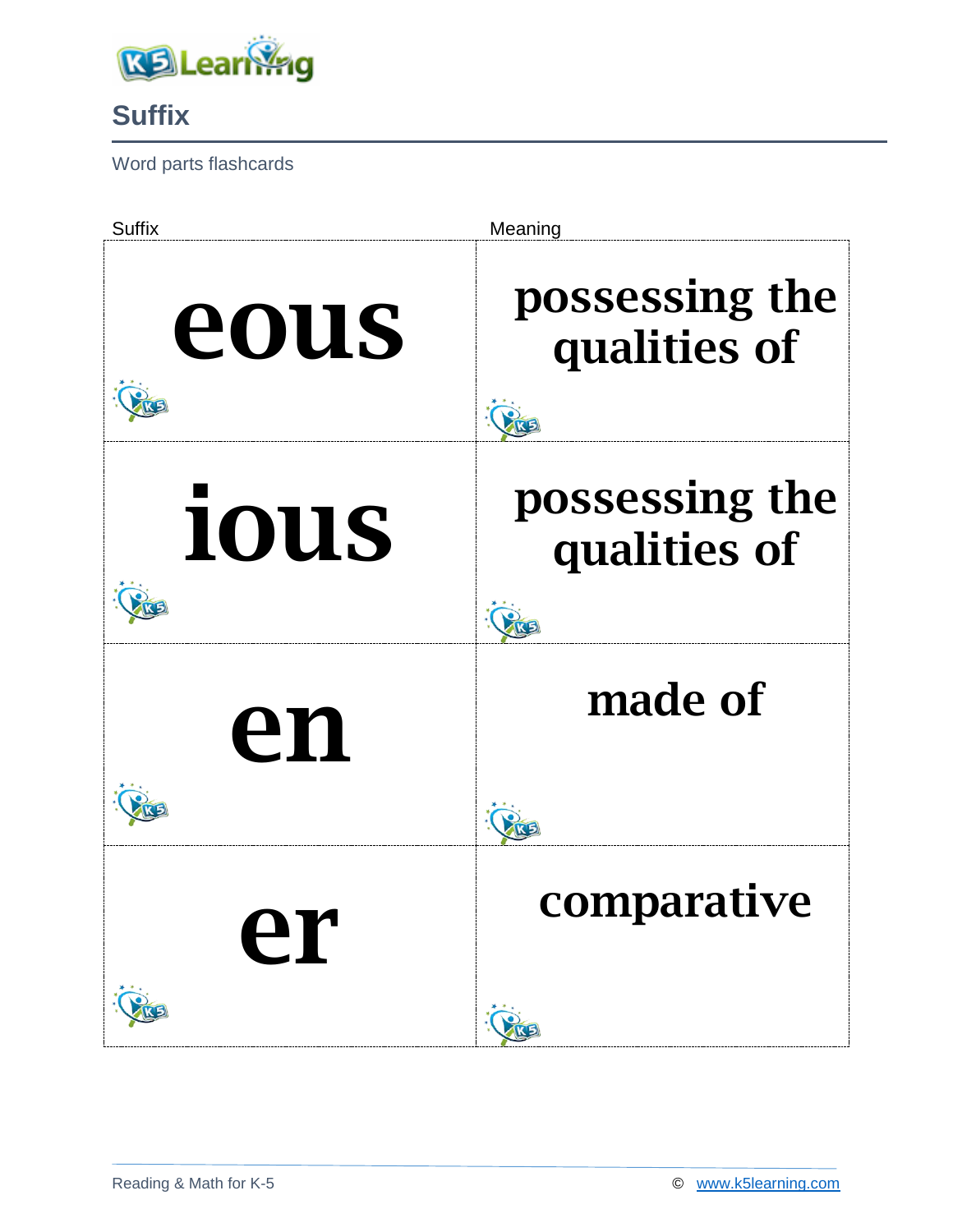## Suffix

Word parts flashcards

| Suffix | Meaning |
| --- | --- |
| eous | possessing the qualities of |
| ious | possessing the qualities of |
| en | made of |
| er | comparative |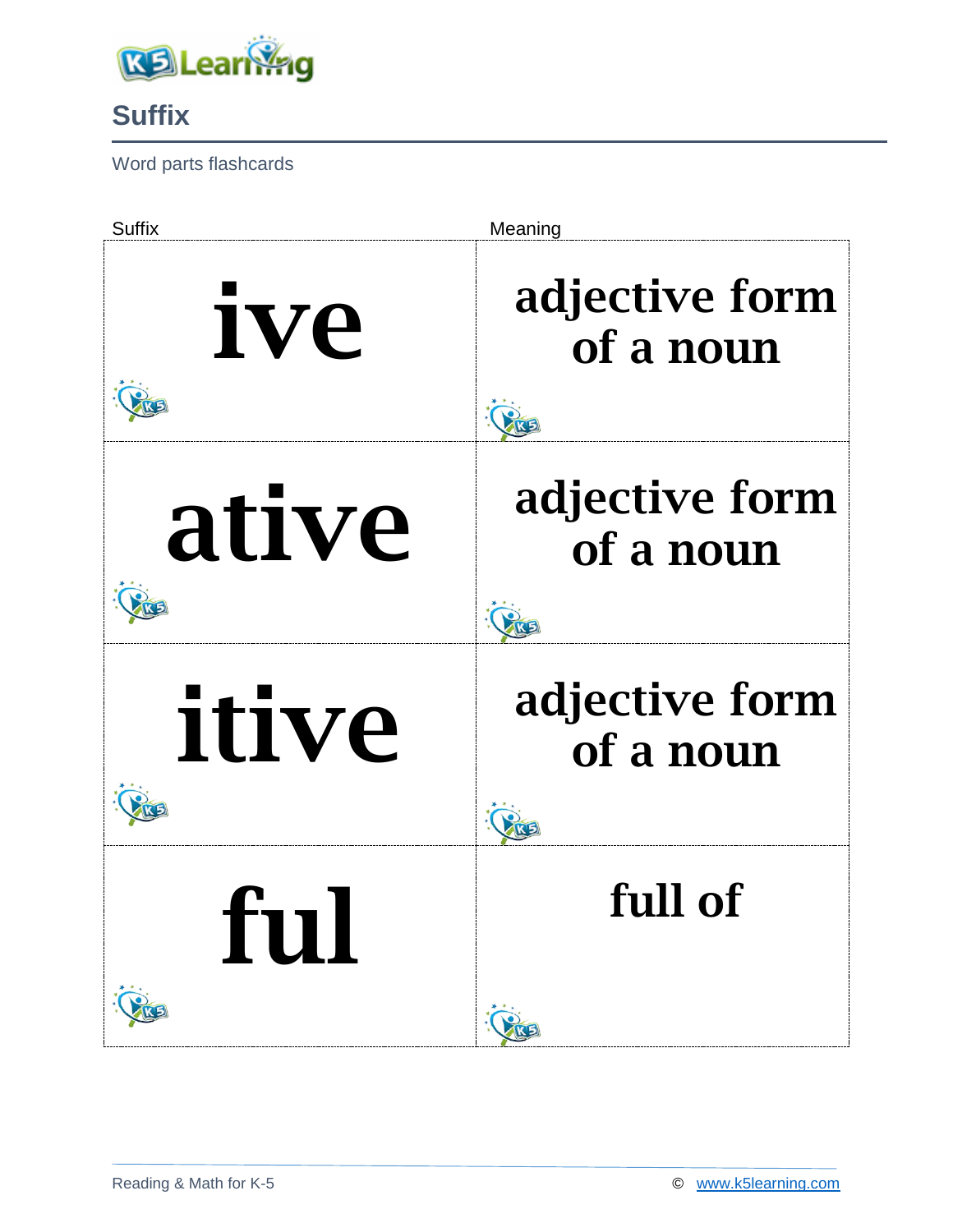# Suffix

Word parts flashcards

| Suffix | Meaning |
| --- | --- |
| ive | adjective form of a noun |
| ative | adjective form of a noun |
| itive | adjective form of a noun |
| ful | full of |

Reading & Math for K-5 © www.k5learning.com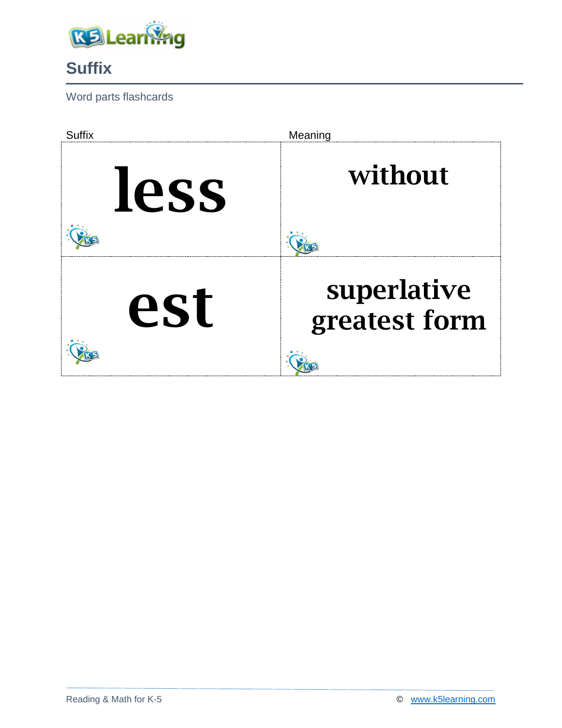# Suffix

Word parts flashcards

| Suffix | Meaning |
|---|---|
| less | without |
| est | superlative greatest form |